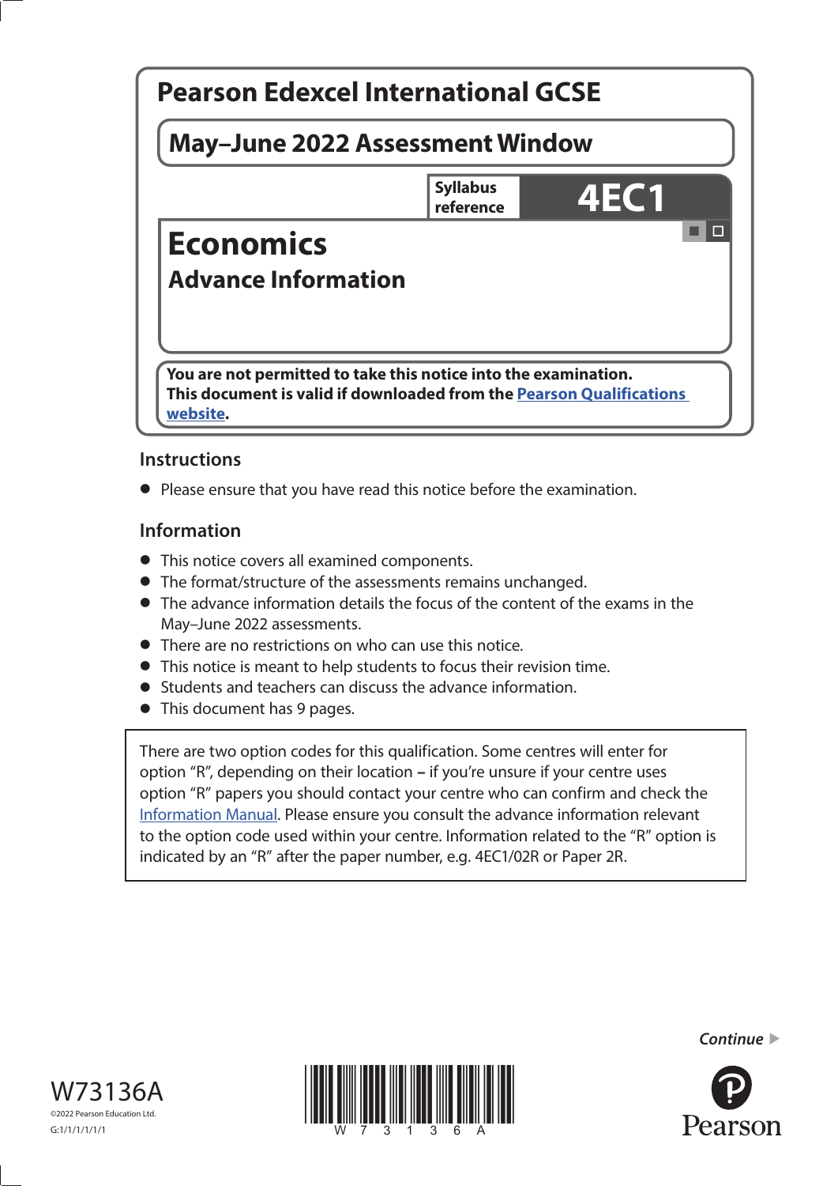# Pearson Edexcel International GCSE

## May–June 2022 Assessment Window

Syllabus reference **4EC1**

# Economics

## Advance Information

**You are not permitted to take this notice into the examination.**
**This document is valid if downloaded from the Pearson Qualifications website.**

### Instructions

- Please ensure that you have read this notice before the examination.

### Information

- This notice covers all examined components.
- The format/structure of the assessments remains unchanged.
- The advance information details the focus of the content of the exams in the May–June 2022 assessments.
- There are no restrictions on who can use this notice.
- This notice is meant to help students to focus their revision time.
- Students and teachers can discuss the advance information.
- This document has 9 pages.

There are two option codes for this qualification. Some centres will enter for option "R", depending on their location – if you're unsure if your centre uses option "R" papers you should contact your centre who can confirm and check the Information Manual. Please ensure you consult the advance information relevant to the option code used within your centre. Information related to the "R" option is indicated by an "R" after the paper number, e.g. 4EC1/02R or Paper 2R.

*Continue* ▶

W73136A
©2022 Pearson Education Ltd.
G:1/1/1/1/1/1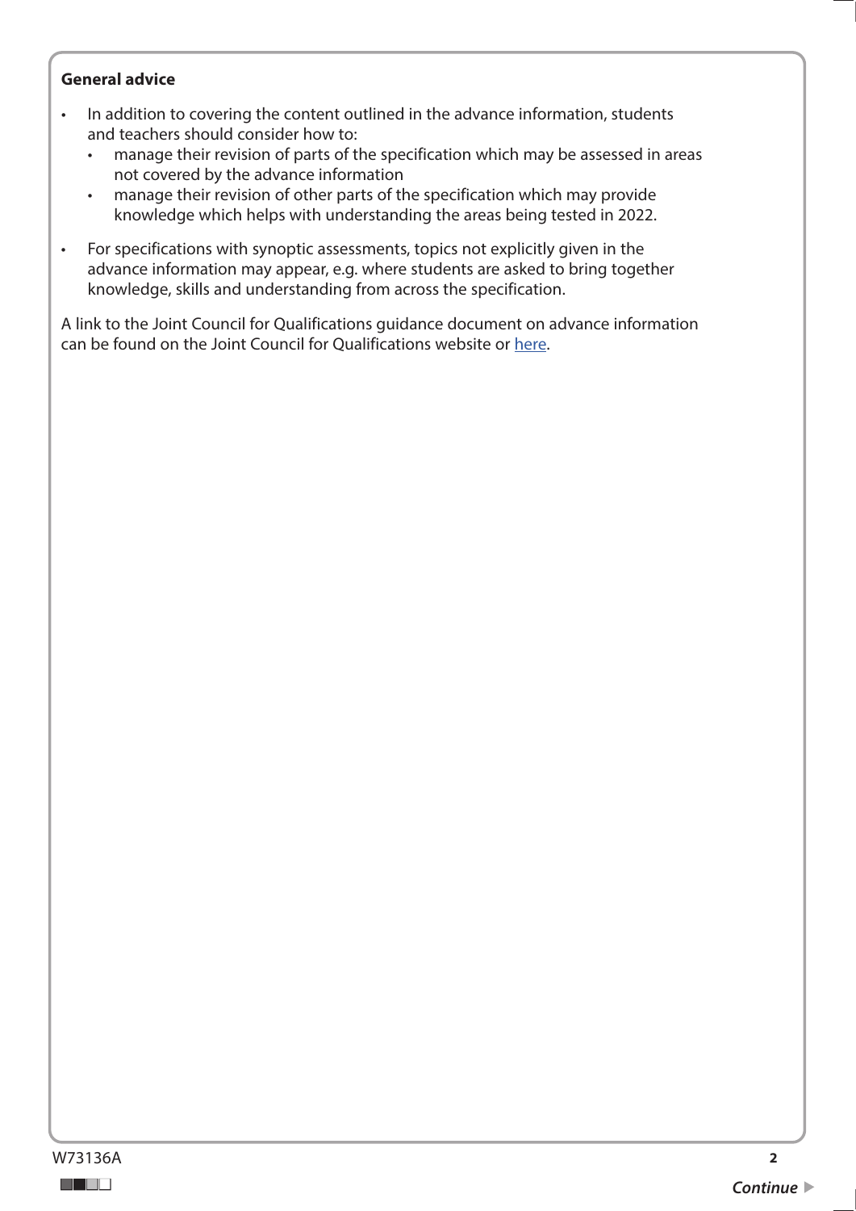**General advice**

- In addition to covering the content outlined in the advance information, students and teachers should consider how to:
  - manage their revision of parts of the specification which may be assessed in areas not covered by the advance information
  - manage their revision of other parts of the specification which may provide knowledge which helps with understanding the areas being tested in 2022.
- For specifications with synoptic assessments, topics not explicitly given in the advance information may appear, e.g. where students are asked to bring together knowledge, skills and understanding from across the specification.

A link to the Joint Council for Qualifications guidance document on advance information can be found on the Joint Council for Qualifications website or here.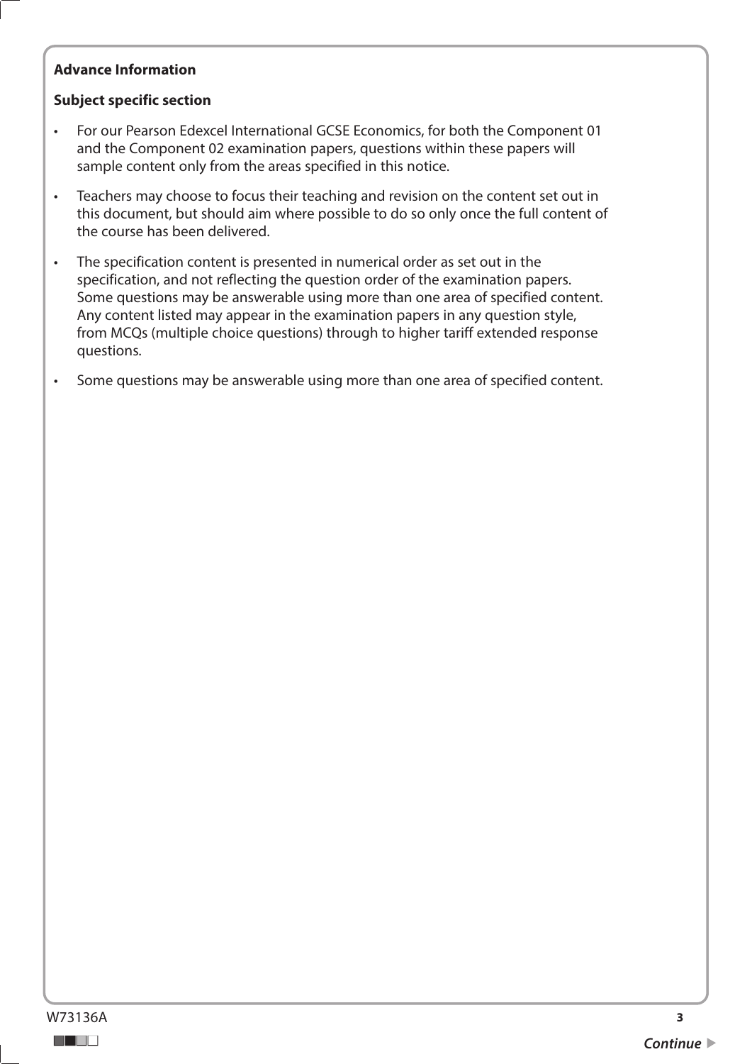**Advance Information**

**Subject specific section**

- For our Pearson Edexcel International GCSE Economics, for both the Component 01 and the Component 02 examination papers, questions within these papers will sample content only from the areas specified in this notice.
- Teachers may choose to focus their teaching and revision on the content set out in this document, but should aim where possible to do so only once the full content of the course has been delivered.
- The specification content is presented in numerical order as set out in the specification, and not reflecting the question order of the examination papers. Some questions may be answerable using more than one area of specified content. Any content listed may appear in the examination papers in any question style, from MCQs (multiple choice questions) through to higher tariff extended response questions.
- Some questions may be answerable using more than one area of specified content.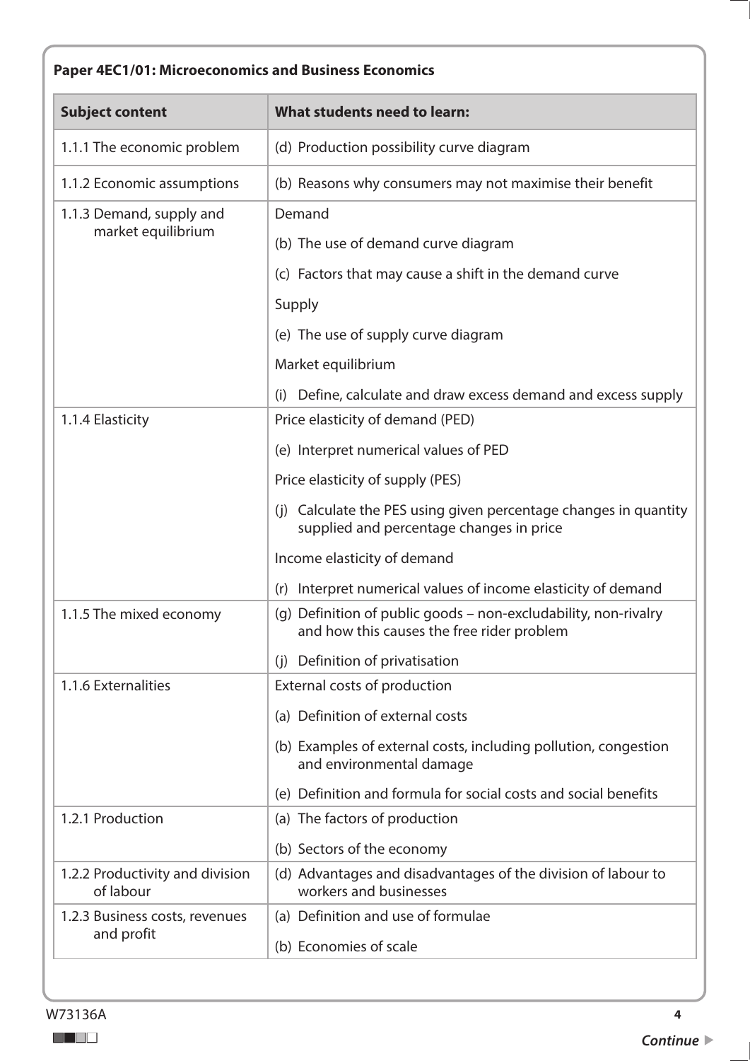**Paper 4EC1/01: Microeconomics and Business Economics**

| Subject content | What students need to learn: |
|---|---|
| 1.1.1 The economic problem | (d) Production possibility curve diagram |
| 1.1.2 Economic assumptions | (b) Reasons why consumers may not maximise their benefit |
| 1.1.3 Demand, supply and market equilibrium | Demand |
| | (b) The use of demand curve diagram |
| | (c) Factors that may cause a shift in the demand curve |
| | Supply |
| | (e) The use of supply curve diagram |
| | Market equilibrium |
| | (i) Define, calculate and draw excess demand and excess supply |
| 1.1.4 Elasticity | Price elasticity of demand (PED) |
| | (e) Interpret numerical values of PED |
| | Price elasticity of supply (PES) |
| | (j) Calculate the PES using given percentage changes in quantity supplied and percentage changes in price |
| | Income elasticity of demand |
| | (r) Interpret numerical values of income elasticity of demand |
| 1.1.5 The mixed economy | (g) Definition of public goods – non-excludability, non-rivalry and how this causes the free rider problem |
| | (j) Definition of privatisation |
| 1.1.6 Externalities | External costs of production |
| | (a) Definition of external costs |
| | (b) Examples of external costs, including pollution, congestion and environmental damage |
| | (e) Definition and formula for social costs and social benefits |
| 1.2.1 Production | (a) The factors of production |
| | (b) Sectors of the economy |
| 1.2.2 Productivity and division of labour | (d) Advantages and disadvantages of the division of labour to workers and businesses |
| 1.2.3 Business costs, revenues and profit | (a) Definition and use of formulae |
| | (b) Economies of scale |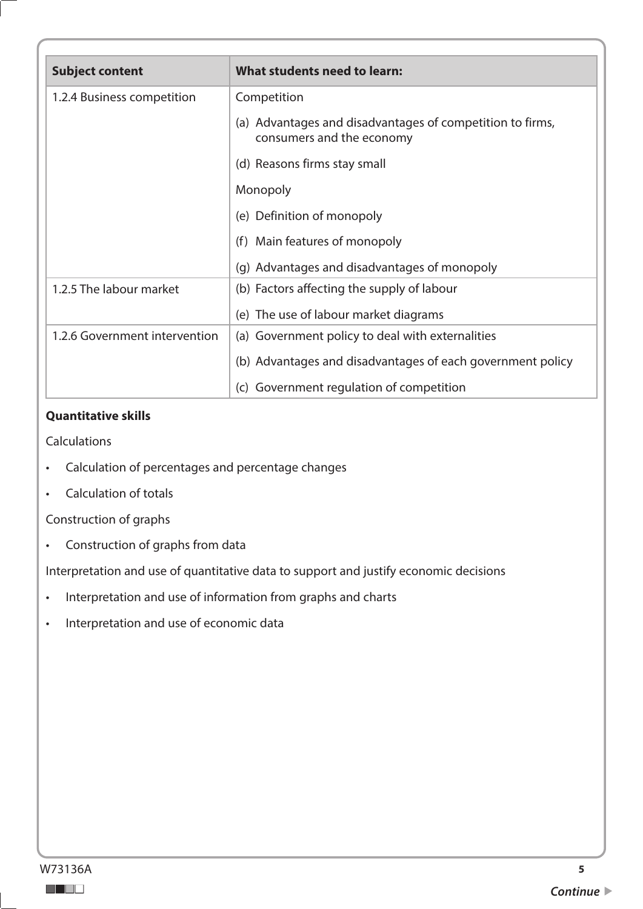| Subject content | What students need to learn: |
|---|---|
| 1.2.4 Business competition | Competition |
| | (a) Advantages and disadvantages of competition to firms, consumers and the economy |
| | (d) Reasons firms stay small |
| | Monopoly |
| | (e) Definition of monopoly |
| | (f) Main features of monopoly |
| | (g) Advantages and disadvantages of monopoly |
| 1.2.5 The labour market | (b) Factors affecting the supply of labour |
| | (e) The use of labour market diagrams |
| 1.2.6 Government intervention | (a) Government policy to deal with externalities |
| | (b) Advantages and disadvantages of each government policy |
| | (c) Government regulation of competition |

**Quantitative skills**

Calculations

- Calculation of percentages and percentage changes
- Calculation of totals

Construction of graphs

- Construction of graphs from data

Interpretation and use of quantitative data to support and justify economic decisions

- Interpretation and use of information from graphs and charts
- Interpretation and use of economic data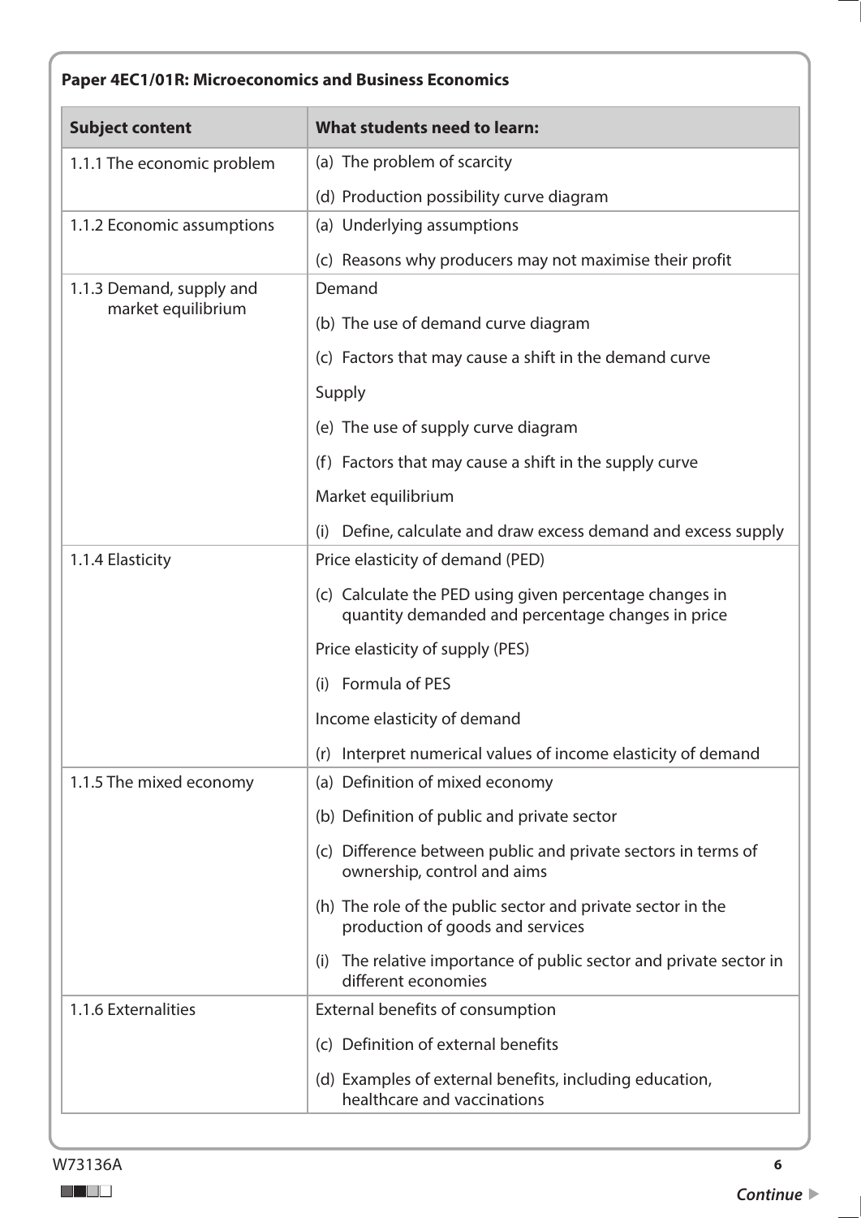**Paper 4EC1/01R: Microeconomics and Business Economics**

| Subject content | What students need to learn: |
|---|---|
| 1.1.1 The economic problem | (a) The problem of scarcity |
| | (d) Production possibility curve diagram |
| 1.1.2 Economic assumptions | (a) Underlying assumptions |
| | (c) Reasons why producers may not maximise their profit |
| 1.1.3 Demand, supply and market equilibrium | Demand |
| | (b) The use of demand curve diagram |
| | (c) Factors that may cause a shift in the demand curve |
| | Supply |
| | (e) The use of supply curve diagram |
| | (f) Factors that may cause a shift in the supply curve |
| | Market equilibrium |
| | (i) Define, calculate and draw excess demand and excess supply |
| 1.1.4 Elasticity | Price elasticity of demand (PED) |
| | (c) Calculate the PED using given percentage changes in quantity demanded and percentage changes in price |
| | Price elasticity of supply (PES) |
| | (i) Formula of PES |
| | Income elasticity of demand |
| | (r) Interpret numerical values of income elasticity of demand |
| 1.1.5 The mixed economy | (a) Definition of mixed economy |
| | (b) Definition of public and private sector |
| | (c) Difference between public and private sectors in terms of ownership, control and aims |
| | (h) The role of the public sector and private sector in the production of goods and services |
| | (i) The relative importance of public sector and private sector in different economies |
| 1.1.6 Externalities | External benefits of consumption |
| | (c) Definition of external benefits |
| | (d) Examples of external benefits, including education, healthcare and vaccinations |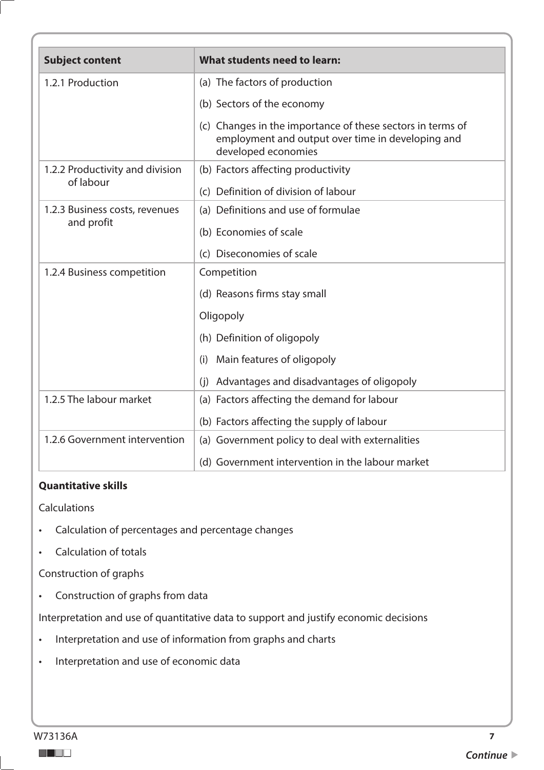| Subject content | What students need to learn: |
|---|---|
| 1.2.1 Production | (a) The factors of production<br>(b) Sectors of the economy<br>(c) Changes in the importance of these sectors in terms of employment and output over time in developing and developed economies |
| 1.2.2 Productivity and division of labour | (b) Factors affecting productivity<br>(c) Definition of division of labour |
| 1.2.3 Business costs, revenues and profit | (a) Definitions and use of formulae<br>(b) Economies of scale<br>(c) Diseconomies of scale |
| 1.2.4 Business competition | Competition<br>(d) Reasons firms stay small<br>Oligopoly<br>(h) Definition of oligopoly<br>(i) Main features of oligopoly<br>(j) Advantages and disadvantages of oligopoly |
| 1.2.5 The labour market | (a) Factors affecting the demand for labour<br>(b) Factors affecting the supply of labour |
| 1.2.6 Government intervention | (a) Government policy to deal with externalities<br>(d) Government intervention in the labour market |

**Quantitative skills**

Calculations

- Calculation of percentages and percentage changes
- Calculation of totals

Construction of graphs

- Construction of graphs from data

Interpretation and use of quantitative data to support and justify economic decisions

- Interpretation and use of information from graphs and charts
- Interpretation and use of economic data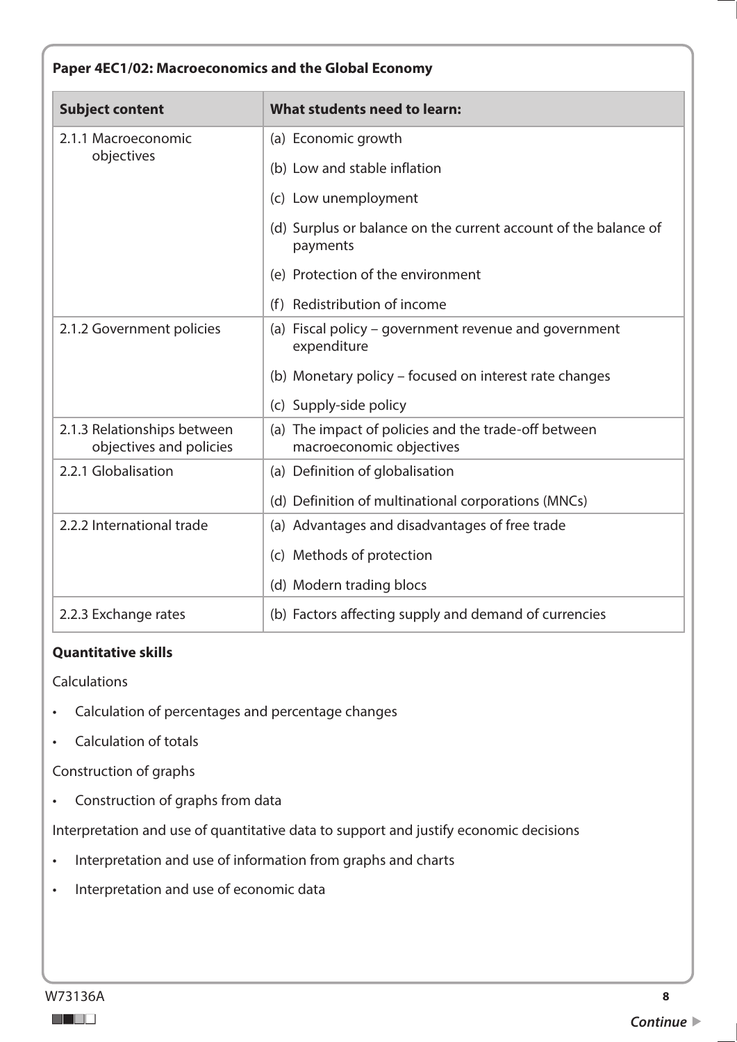**Paper 4EC1/02: Macroeconomics and the Global Economy**

| Subject content | What students need to learn: |
|---|---|
| 2.1.1 Macroeconomic objectives | (a) Economic growth |
| | (b) Low and stable inflation |
| | (c) Low unemployment |
| | (d) Surplus or balance on the current account of the balance of payments |
| | (e) Protection of the environment |
| | (f) Redistribution of income |
| 2.1.2 Government policies | (a) Fiscal policy – government revenue and government expenditure |
| | (b) Monetary policy – focused on interest rate changes |
| | (c) Supply-side policy |
| 2.1.3 Relationships between objectives and policies | (a) The impact of policies and the trade-off between macroeconomic objectives |
| 2.2.1 Globalisation | (a) Definition of globalisation |
| | (d) Definition of multinational corporations (MNCs) |
| 2.2.2 International trade | (a) Advantages and disadvantages of free trade |
| | (c) Methods of protection |
| | (d) Modern trading blocs |
| 2.2.3 Exchange rates | (b) Factors affecting supply and demand of currencies |

**Quantitative skills**

Calculations

- Calculation of percentages and percentage changes
- Calculation of totals

Construction of graphs

- Construction of graphs from data

Interpretation and use of quantitative data to support and justify economic decisions

- Interpretation and use of information from graphs and charts
- Interpretation and use of economic data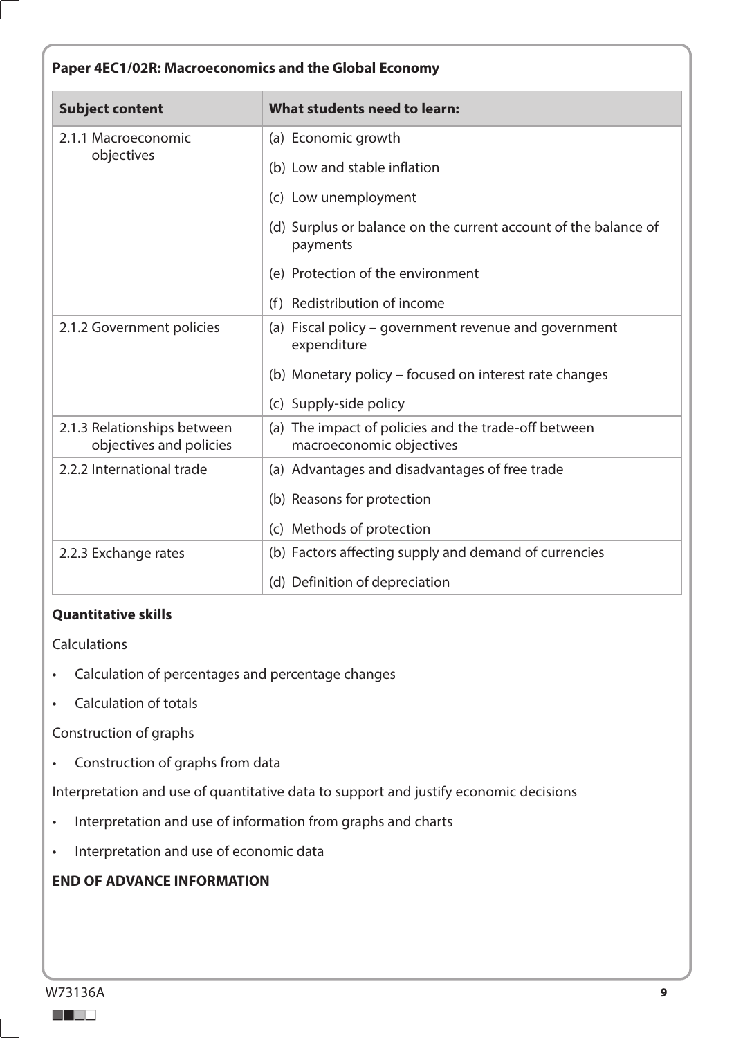**Paper 4EC1/02R: Macroeconomics and the Global Economy**

| Subject content | What students need to learn: |
|---|---|
| 2.1.1 Macroeconomic objectives | (a) Economic growth<br>(b) Low and stable inflation<br>(c) Low unemployment<br>(d) Surplus or balance on the current account of the balance of payments<br>(e) Protection of the environment<br>(f) Redistribution of income |
| 2.1.2 Government policies | (a) Fiscal policy – government revenue and government expenditure<br>(b) Monetary policy – focused on interest rate changes<br>(c) Supply-side policy |
| 2.1.3 Relationships between objectives and policies | (a) The impact of policies and the trade-off between macroeconomic objectives |
| 2.2.2 International trade | (a) Advantages and disadvantages of free trade<br>(b) Reasons for protection<br>(c) Methods of protection |
| 2.2.3 Exchange rates | (b) Factors affecting supply and demand of currencies<br>(d) Definition of depreciation |

**Quantitative skills**

Calculations

- Calculation of percentages and percentage changes
- Calculation of totals

Construction of graphs

- Construction of graphs from data

Interpretation and use of quantitative data to support and justify economic decisions

- Interpretation and use of information from graphs and charts
- Interpretation and use of economic data

**END OF ADVANCE INFORMATION**

W73136A